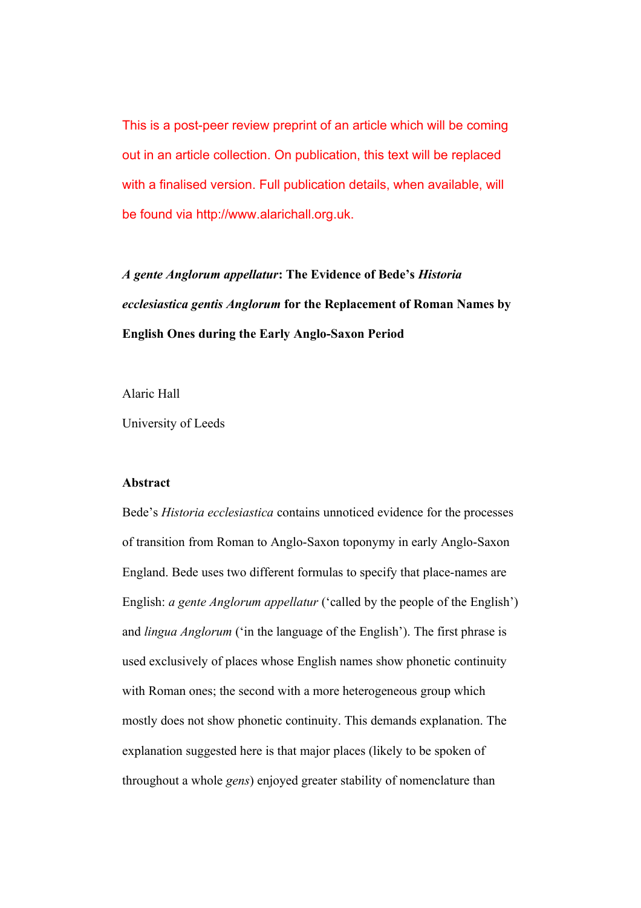This is a post-peer review preprint of an article which will be coming out in an article collection. On publication, this text will be replaced with a finalised version. Full publication details, when available, will be found via http://www.alarichall.org.uk.

# *A gente Anglorum appellatur*: The Evidence of Bede's *Historia ecclesiastica gentis Anglorum* for the Replacement of Roman Names by English Ones during the Early Anglo-Saxon Period

Alaric Hall

University of Leeds

**Abstract**

Bede's *Historia ecclesiastica* contains unnoticed evidence for the processes of transition from Roman to Anglo-Saxon toponymy in early Anglo-Saxon England. Bede uses two different formulas to specify that place-names are English: *a gente Anglorum appellatur* ('called by the people of the English') and *lingua Anglorum* ('in the language of the English'). The first phrase is used exclusively of places whose English names show phonetic continuity with Roman ones; the second with a more heterogeneous group which mostly does not show phonetic continuity. This demands explanation. The explanation suggested here is that major places (likely to be spoken of throughout a whole *gens*) enjoyed greater stability of nomenclature than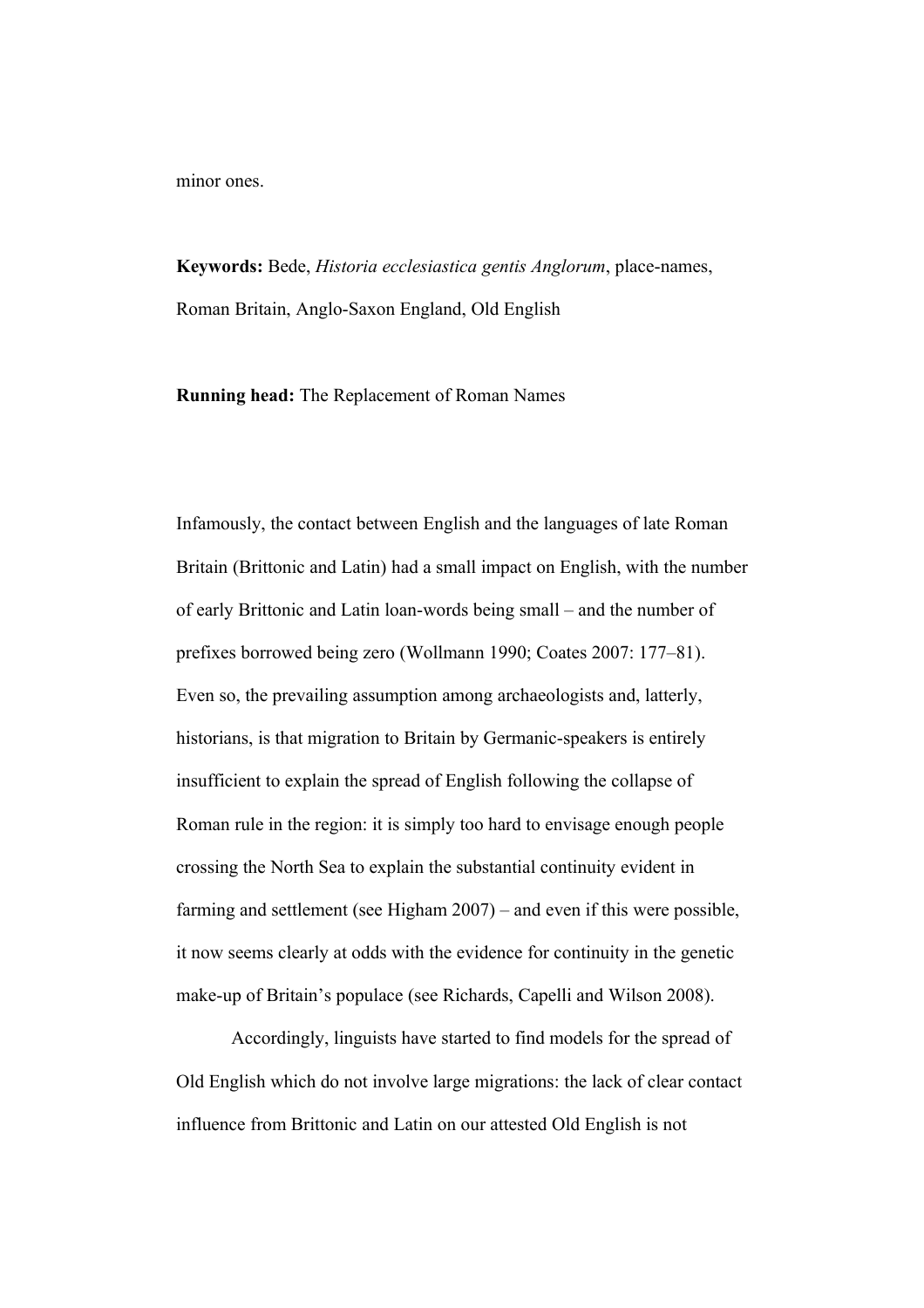minor ones.

**Keywords:** Bede, *Historia ecclesiastica gentis Anglorum*, place-names, Roman Britain, Anglo-Saxon England, Old English

**Running head:** The Replacement of Roman Names

Infamously, the contact between English and the languages of late Roman Britain (Brittonic and Latin) had a small impact on English, with the number of early Brittonic and Latin loan-words being small – and the number of prefixes borrowed being zero (Wollmann 1990; Coates 2007: 177–81). Even so, the prevailing assumption among archaeologists and, latterly, historians, is that migration to Britain by Germanic-speakers is entirely insufficient to explain the spread of English following the collapse of Roman rule in the region: it is simply too hard to envisage enough people crossing the North Sea to explain the substantial continuity evident in farming and settlement (see Higham 2007) – and even if this were possible, it now seems clearly at odds with the evidence for continuity in the genetic make-up of Britain's populace (see Richards, Capelli and Wilson 2008).

Accordingly, linguists have started to find models for the spread of Old English which do not involve large migrations: the lack of clear contact influence from Brittonic and Latin on our attested Old English is not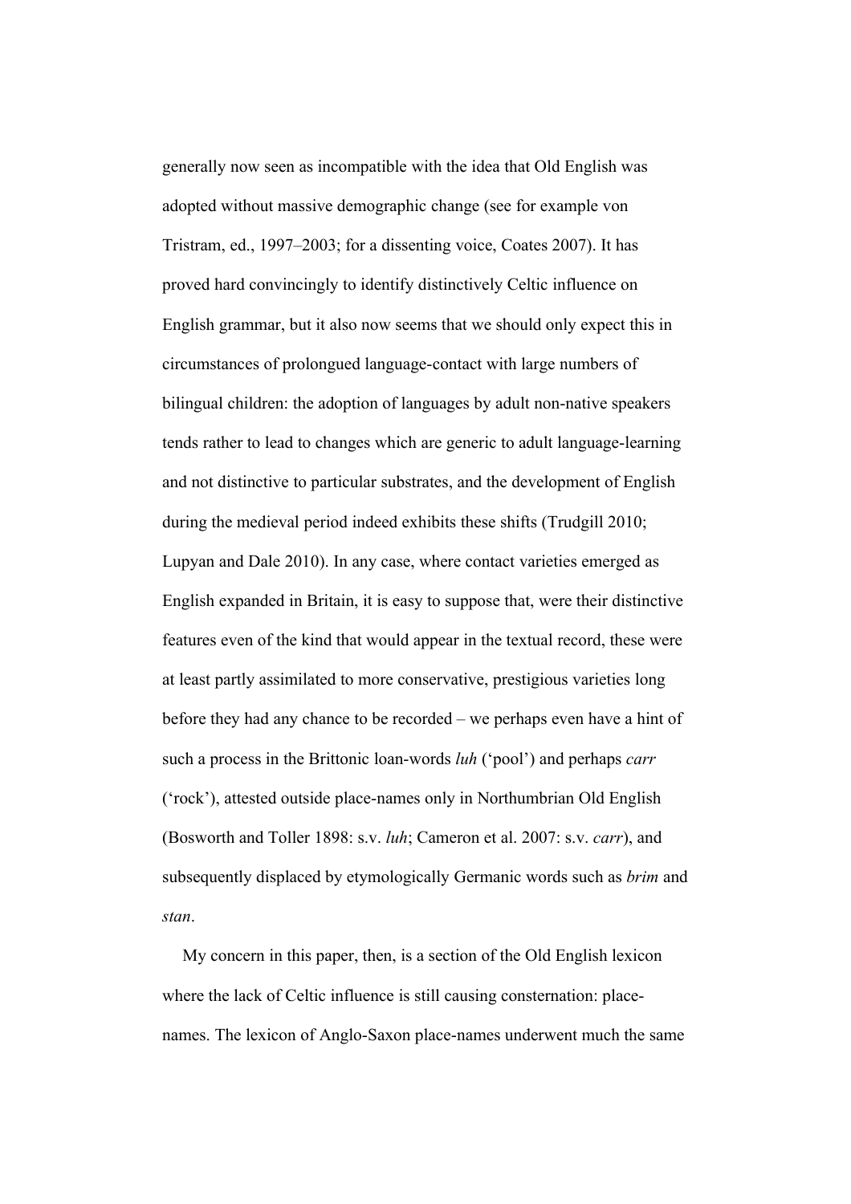generally now seen as incompatible with the idea that Old English was adopted without massive demographic change (see for example von Tristram, ed., 1997–2003; for a dissenting voice, Coates 2007). It has proved hard convincingly to identify distinctively Celtic influence on English grammar, but it also now seems that we should only expect this in circumstances of prolongued language-contact with large numbers of bilingual children: the adoption of languages by adult non-native speakers tends rather to lead to changes which are generic to adult language-learning and not distinctive to particular substrates, and the development of English during the medieval period indeed exhibits these shifts (Trudgill 2010; Lupyan and Dale 2010). In any case, where contact varieties emerged as English expanded in Britain, it is easy to suppose that, were their distinctive features even of the kind that would appear in the textual record, these were at least partly assimilated to more conservative, prestigious varieties long before they had any chance to be recorded – we perhaps even have a hint of such a process in the Brittonic loan-words *luh* ('pool') and perhaps *carr* ('rock'), attested outside place-names only in Northumbrian Old English (Bosworth and Toller 1898: s.v. *luh*; Cameron et al. 2007: s.v. *carr*), and subsequently displaced by etymologically Germanic words such as *brim* and *stan*.

My concern in this paper, then, is a section of the Old English lexicon where the lack of Celtic influence is still causing consternation: place-names. The lexicon of Anglo-Saxon place-names underwent much the same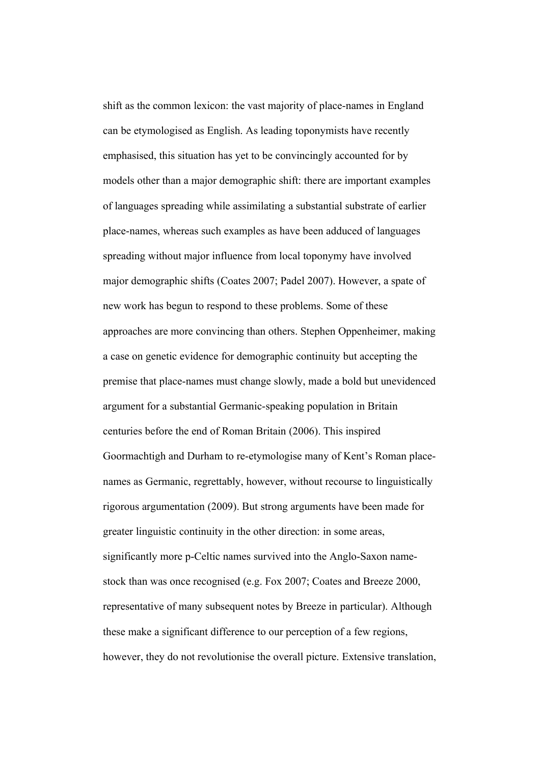shift as the common lexicon: the vast majority of place-names in England can be etymologised as English. As leading toponymists have recently emphasised, this situation has yet to be convincingly accounted for by models other than a major demographic shift: there are important examples of languages spreading while assimilating a substantial substrate of earlier place-names, whereas such examples as have been adduced of languages spreading without major influence from local toponymy have involved major demographic shifts (Coates 2007; Padel 2007). However, a spate of new work has begun to respond to these problems. Some of these approaches are more convincing than others. Stephen Oppenheimer, making a case on genetic evidence for demographic continuity but accepting the premise that place-names must change slowly, made a bold but unevidenced argument for a substantial Germanic-speaking population in Britain centuries before the end of Roman Britain (2006). This inspired Goormachtigh and Durham to re-etymologise many of Kent's Roman place-names as Germanic, regrettably, however, without recourse to linguistically rigorous argumentation (2009). But strong arguments have been made for greater linguistic continuity in the other direction: in some areas, significantly more p-Celtic names survived into the Anglo-Saxon name-stock than was once recognised (e.g. Fox 2007; Coates and Breeze 2000, representative of many subsequent notes by Breeze in particular). Although these make a significant difference to our perception of a few regions, however, they do not revolutionise the overall picture. Extensive translation,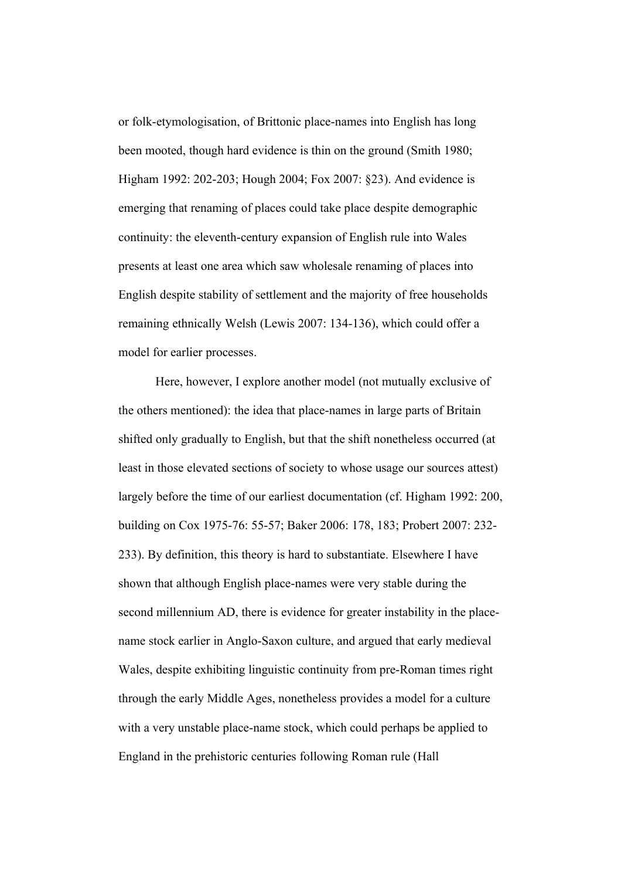or folk-etymologisation, of Brittonic place-names into English has long been mooted, though hard evidence is thin on the ground (Smith 1980; Higham 1992: 202-203; Hough 2004; Fox 2007: §23). And evidence is emerging that renaming of places could take place despite demographic continuity: the eleventh-century expansion of English rule into Wales presents at least one area which saw wholesale renaming of places into English despite stability of settlement and the majority of free households remaining ethnically Welsh (Lewis 2007: 134-136), which could offer a model for earlier processes.

Here, however, I explore another model (not mutually exclusive of the others mentioned): the idea that place-names in large parts of Britain shifted only gradually to English, but that the shift nonetheless occurred (at least in those elevated sections of society to whose usage our sources attest) largely before the time of our earliest documentation (cf. Higham 1992: 200, building on Cox 1975-76: 55-57; Baker 2006: 178, 183; Probert 2007: 232-233). By definition, this theory is hard to substantiate. Elsewhere I have shown that although English place-names were very stable during the second millennium AD, there is evidence for greater instability in the place-name stock earlier in Anglo-Saxon culture, and argued that early medieval Wales, despite exhibiting linguistic continuity from pre-Roman times right through the early Middle Ages, nonetheless provides a model for a culture with a very unstable place-name stock, which could perhaps be applied to England in the prehistoric centuries following Roman rule (Hall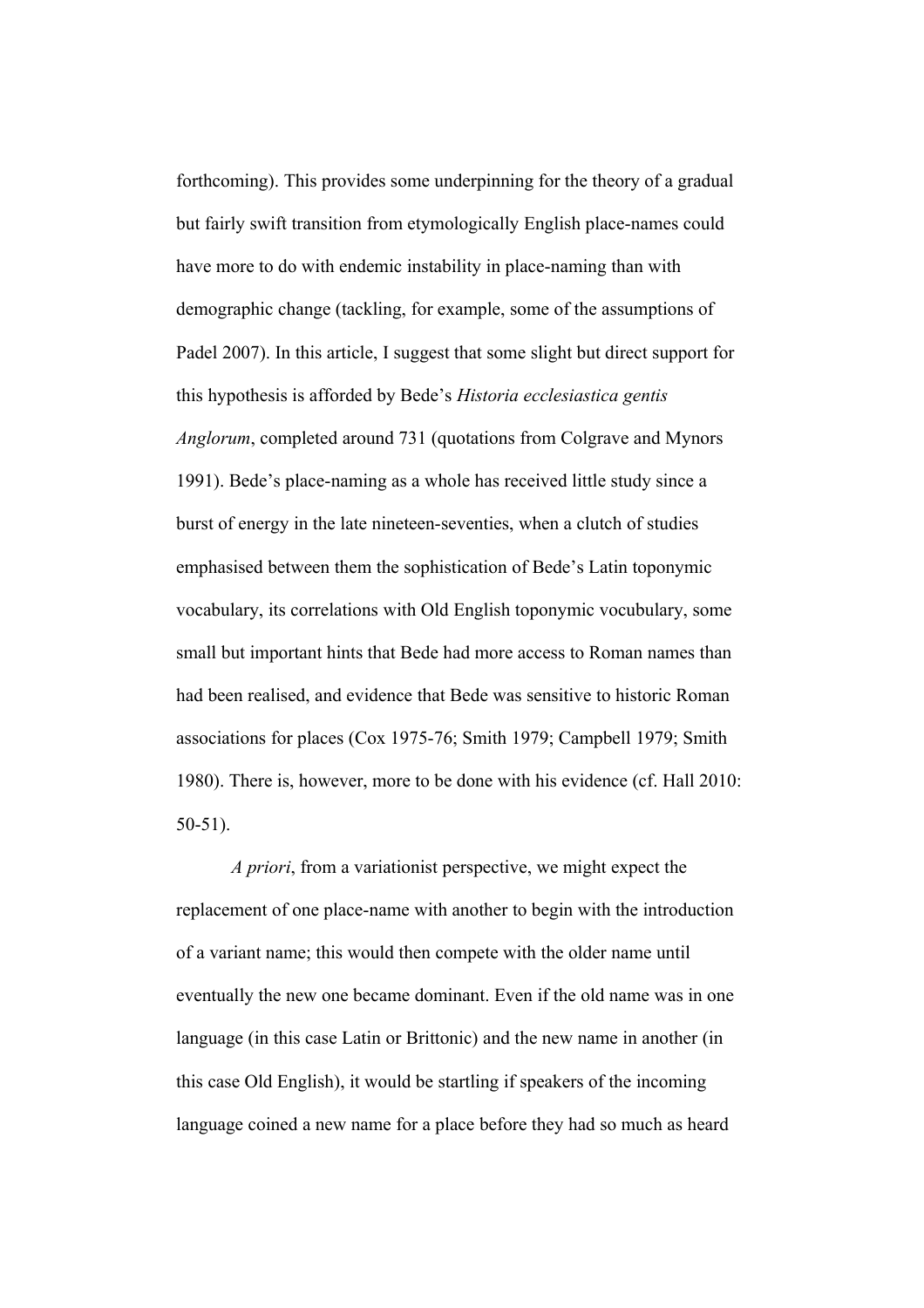forthcoming). This provides some underpinning for the theory of a gradual but fairly swift transition from etymologically English place-names could have more to do with endemic instability in place-naming than with demographic change (tackling, for example, some of the assumptions of Padel 2007). In this article, I suggest that some slight but direct support for this hypothesis is afforded by Bede's *Historia ecclesiastica gentis Anglorum*, completed around 731 (quotations from Colgrave and Mynors 1991). Bede's place-naming as a whole has received little study since a burst of energy in the late nineteen-seventies, when a clutch of studies emphasised between them the sophistication of Bede's Latin toponymic vocabulary, its correlations with Old English toponymic vocubulary, some small but important hints that Bede had more access to Roman names than had been realised, and evidence that Bede was sensitive to historic Roman associations for places (Cox 1975-76; Smith 1979; Campbell 1979; Smith 1980). There is, however, more to be done with his evidence (cf. Hall 2010: 50-51).

*A priori*, from a variationist perspective, we might expect the replacement of one place-name with another to begin with the introduction of a variant name; this would then compete with the older name until eventually the new one became dominant. Even if the old name was in one language (in this case Latin or Brittonic) and the new name in another (in this case Old English), it would be startling if speakers of the incoming language coined a new name for a place before they had so much as heard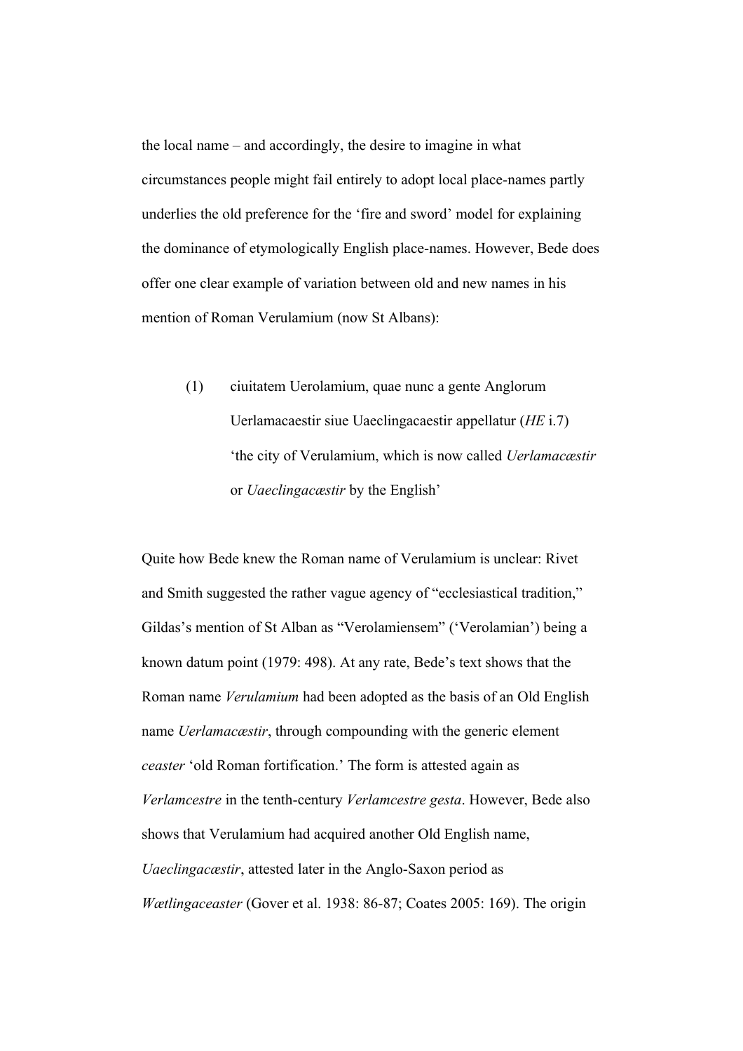the local name – and accordingly, the desire to imagine in what circumstances people might fail entirely to adopt local place-names partly underlies the old preference for the 'fire and sword' model for explaining the dominance of etymologically English place-names. However, Bede does offer one clear example of variation between old and new names in his mention of Roman Verulamium (now St Albans):

> (1) ciuitatem Uerolamium, quae nunc a gente Anglorum Uerlamacaestir siue Uaeclingacaestir appellatur (*HE* i.7)
> 'the city of Verulamium, which is now called *Uerlamacæstir* or *Uaeclingacæstir* by the English'

Quite how Bede knew the Roman name of Verulamium is unclear: Rivet and Smith suggested the rather vague agency of "ecclesiastical tradition," Gildas's mention of St Alban as "Verolamiensem" ('Verolamian') being a known datum point (1979: 498). At any rate, Bede's text shows that the Roman name *Verulamium* had been adopted as the basis of an Old English name *Uerlamacæstir*, through compounding with the generic element *ceaster* 'old Roman fortification.' The form is attested again as *Verlamcestre* in the tenth-century *Verlamcestre gesta*. However, Bede also shows that Verulamium had acquired another Old English name, *Uaeclingacæstir*, attested later in the Anglo-Saxon period as *Wætlingaceaster* (Gover et al. 1938: 86-87; Coates 2005: 169). The origin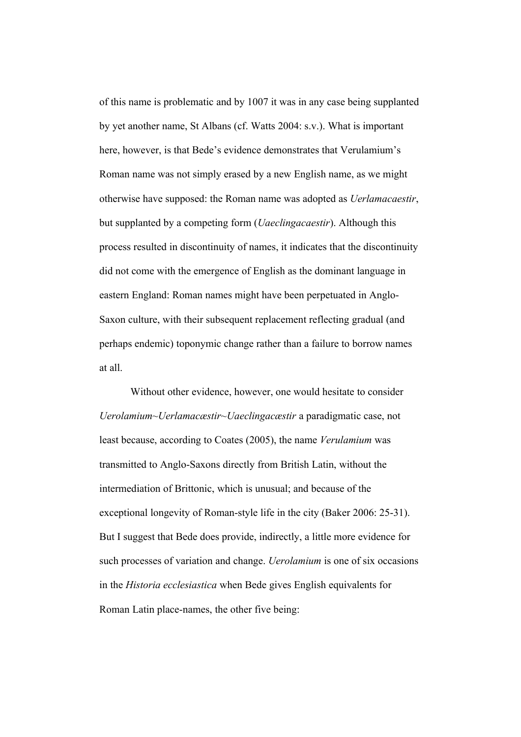of this name is problematic and by 1007 it was in any case being supplanted by yet another name, St Albans (cf. Watts 2004: s.v.). What is important here, however, is that Bede's evidence demonstrates that Verulamium's Roman name was not simply erased by a new English name, as we might otherwise have supposed: the Roman name was adopted as *Uerlamacaestir*, but supplanted by a competing form (*Uaeclingacaestir*). Although this process resulted in discontinuity of names, it indicates that the discontinuity did not come with the emergence of English as the dominant language in eastern England: Roman names might have been perpetuated in Anglo-Saxon culture, with their subsequent replacement reflecting gradual (and perhaps endemic) toponymic change rather than a failure to borrow names at all.

Without other evidence, however, one would hesitate to consider *Uerolamium~Uerlamacæstir~Uaeclingacæstir* a paradigmatic case, not least because, according to Coates (2005), the name *Verulamium* was transmitted to Anglo-Saxons directly from British Latin, without the intermediation of Brittonic, which is unusual; and because of the exceptional longevity of Roman-style life in the city (Baker 2006: 25-31). But I suggest that Bede does provide, indirectly, a little more evidence for such processes of variation and change. *Uerolamium* is one of six occasions in the *Historia ecclesiastica* when Bede gives English equivalents for Roman Latin place-names, the other five being: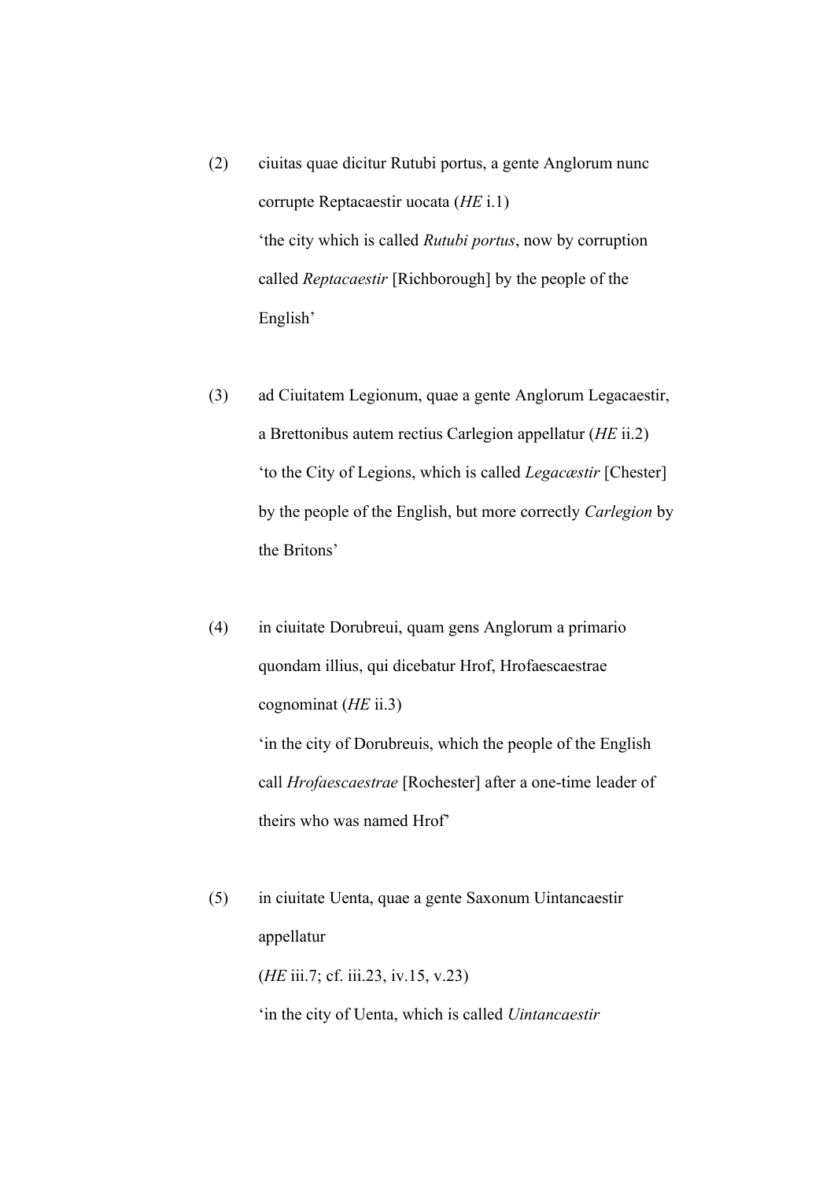(2) ciuitas quae dicitur Rutubi portus, a gente Anglorum nunc corrupte Reptacaestir uocata (*HE* i.1)
 ‘the city which is called *Rutubi portus*, now by corruption called *Reptacaestir* [Richborough] by the people of the English’

(3) ad Ciuitatem Legionum, quae a gente Anglorum Legacaestir, a Brettonibus autem rectius Carlegion appellatur (*HE* ii.2)
 ‘to the City of Legions, which is called *Legacæstir* [Chester] by the people of the English, but more correctly *Carlegion* by the Britons’

(4) in ciuitate Dorubreui, quam gens Anglorum a primario quondam illius, qui dicebatur Hrof, Hrofaescaestrae cognominat (*HE* ii.3)
 ‘in the city of Dorubreuis, which the people of the English call *Hrofaescaestrae* [Rochester] after a one-time leader of theirs who was named Hrof’

(5) in ciuitate Uenta, quae a gente Saxonum Uintancaestir appellatur
 (*HE* iii.7; cf. iii.23, iv.15, v.23)
 ‘in the city of Uenta, which is called *Uintancaestir*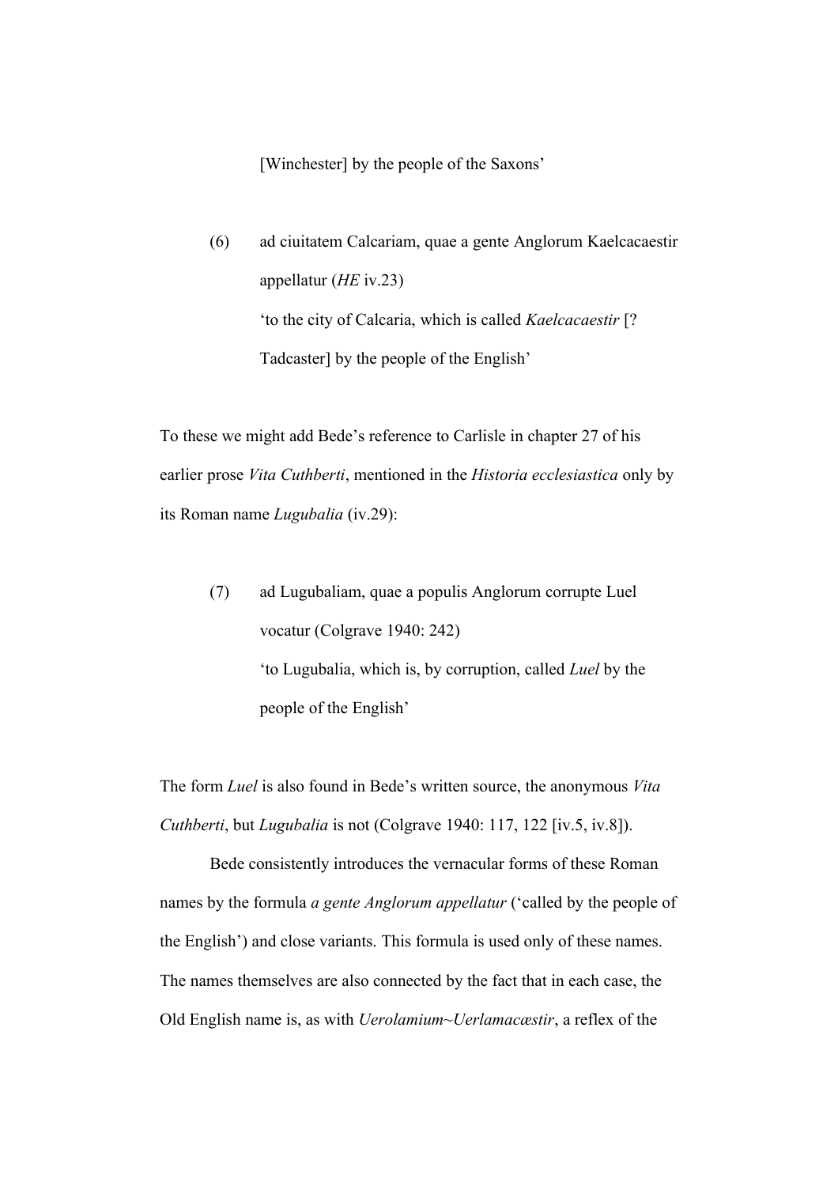[Winchester] by the people of the Saxons'

(6) ad ciuitatem Calcariam, quae a gente Anglorum Kaelcacaestir appellatur (*HE* iv.23)
'to the city of Calcaria, which is called *Kaelcacaestir* [? Tadcaster] by the people of the English'

To these we might add Bede's reference to Carlisle in chapter 27 of his earlier prose *Vita Cuthberti*, mentioned in the *Historia ecclesiastica* only by its Roman name *Lugubalia* (iv.29):

(7) ad Lugubaliam, quae a populis Anglorum corrupte Luel vocatur (Colgrave 1940: 242)
'to Lugubalia, which is, by corruption, called *Luel* by the people of the English'

The form *Luel* is also found in Bede's written source, the anonymous *Vita Cuthberti*, but *Lugubalia* is not (Colgrave 1940: 117, 122 [iv.5, iv.8]).

Bede consistently introduces the vernacular forms of these Roman names by the formula *a gente Anglorum appellatur* ('called by the people of the English') and close variants. This formula is used only of these names. The names themselves are also connected by the fact that in each case, the Old English name is, as with *Uerolamium~Uerlamacæstir*, a reflex of the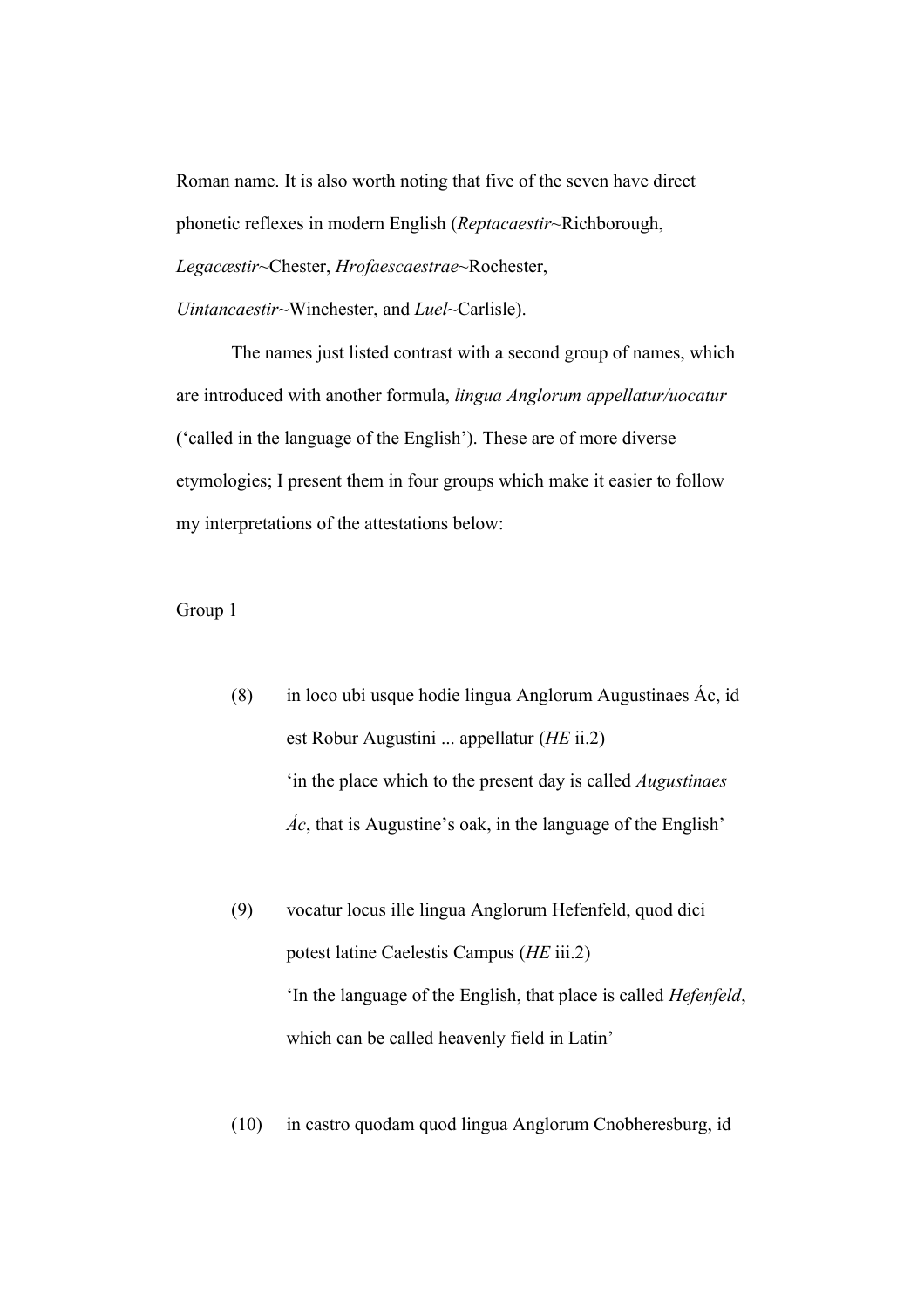Roman name. It is also worth noting that five of the seven have direct phonetic reflexes in modern English (*Reptacaestir*~Richborough, *Legacæstir*~Chester, *Hrofaescaestrae*~Rochester, *Uintancaestir*~Winchester, and *Luel*~Carlisle).

The names just listed contrast with a second group of names, which are introduced with another formula, *lingua Anglorum appellatur/uocatur* ('called in the language of the English'). These are of more diverse etymologies; I present them in four groups which make it easier to follow my interpretations of the attestations below:

Group 1

(8) in loco ubi usque hodie lingua Anglorum Augustinaes Ác, id est Robur Augustini ... appellatur (*HE* ii.2)
'in the place which to the present day is called *Augustinaes Ác*, that is Augustine's oak, in the language of the English'

(9) vocatur locus ille lingua Anglorum Hefenfeld, quod dici potest latine Caelestis Campus (*HE* iii.2)
'In the language of the English, that place is called *Hefenfeld*, which can be called heavenly field in Latin'

(10) in castro quodam quod lingua Anglorum Cnobheresburg, id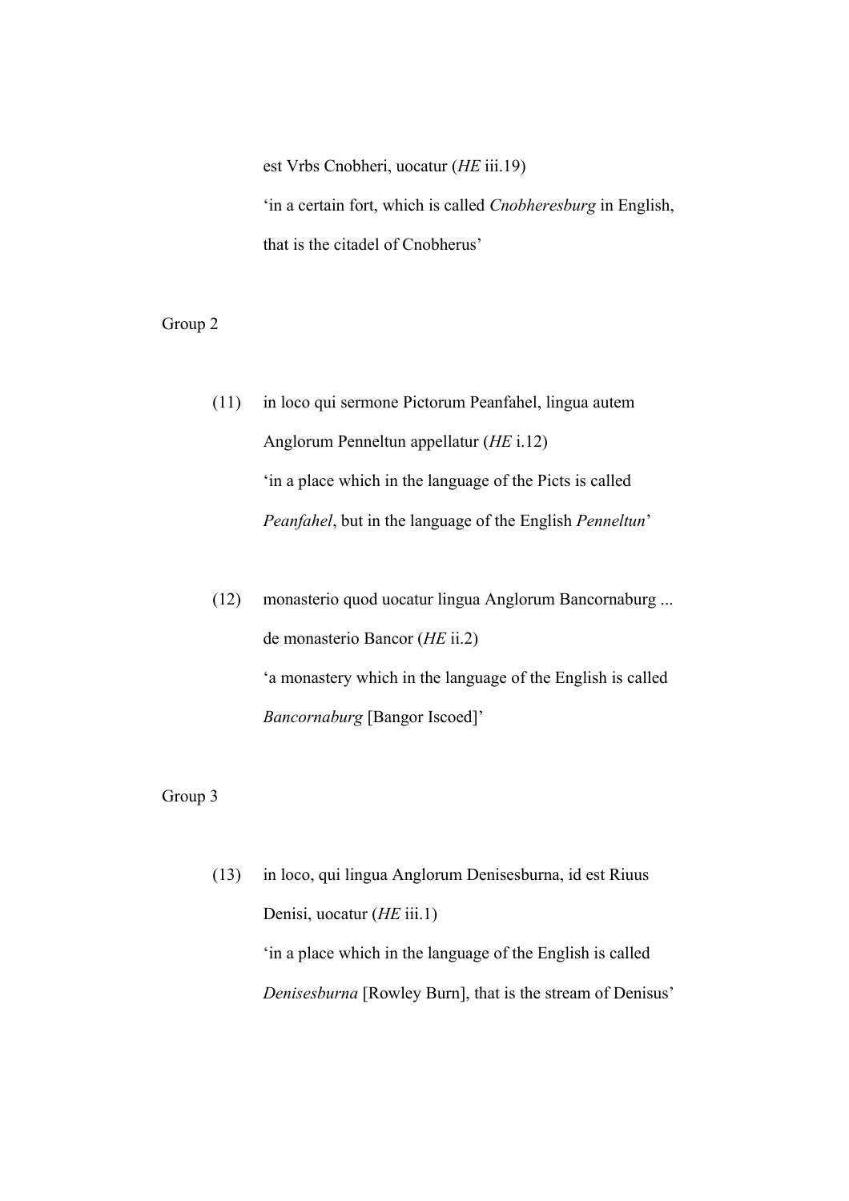est Vrbs Cnobheri, uocatur (*HE* iii.19)

'in a certain fort, which is called *Cnobheresburg* in English, that is the citadel of Cnobherus'

Group 2

(11) in loco qui sermone Pictorum Peanfahel, lingua autem Anglorum Penneltun appellatur (*HE* i.12)

'in a place which in the language of the Picts is called *Peanfahel*, but in the language of the English *Penneltun*'

(12) monasterio quod uocatur lingua Anglorum Bancornaburg ... de monasterio Bancor (*HE* ii.2)

'a monastery which in the language of the English is called *Bancornaburg* [Bangor Iscoed]'

Group 3

(13) in loco, qui lingua Anglorum Denisesburna, id est Riuus Denisi, uocatur (*HE* iii.1)

'in a place which in the language of the English is called *Denisesburna* [Rowley Burn], that is the stream of Denisus'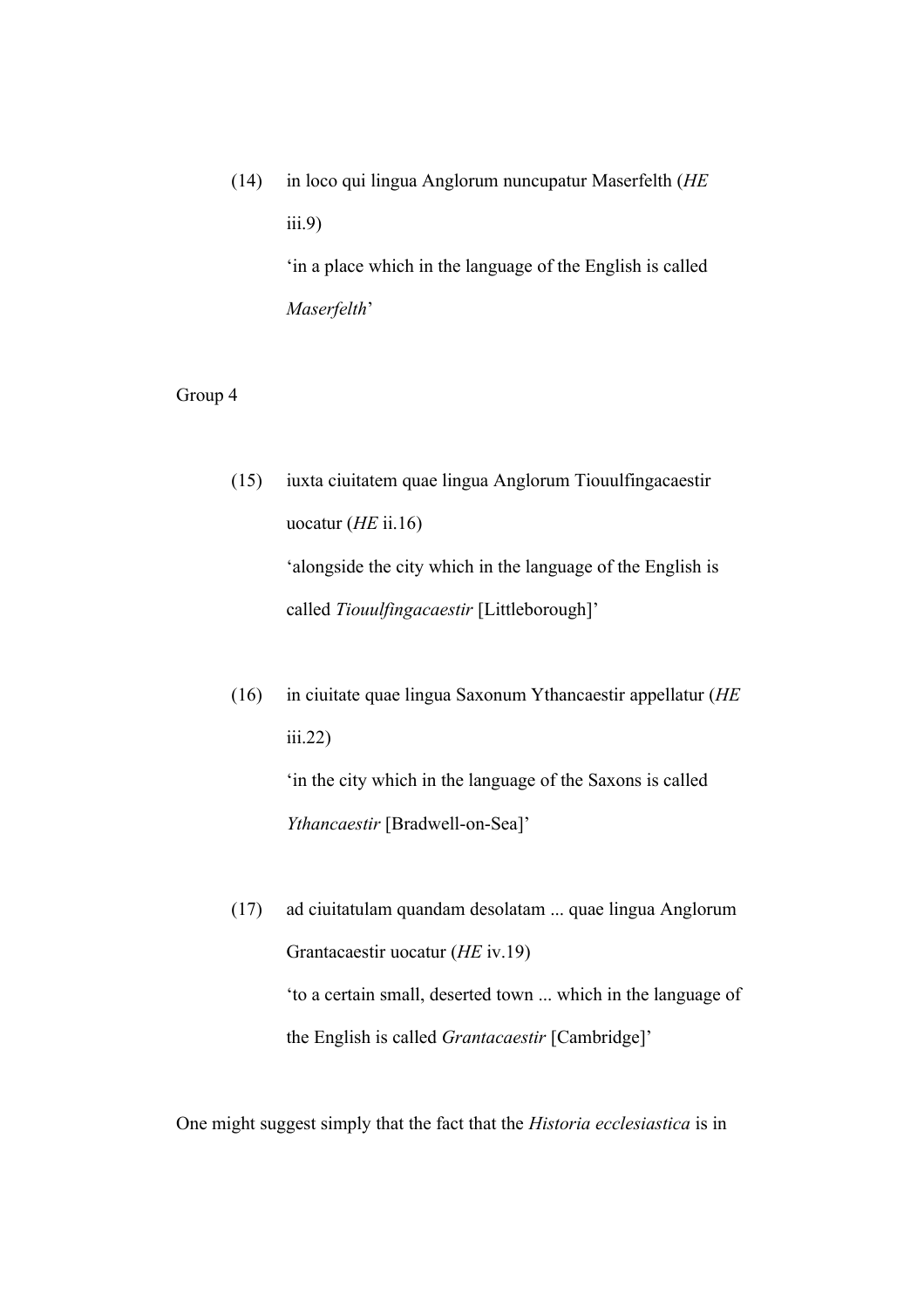(14) in loco qui lingua Anglorum nuncupatur Maserfelth (*HE* iii.9)
 'in a place which in the language of the English is called *Maserfelth*'

Group 4

(15) iuxta ciuitatem quae lingua Anglorum Tiouulfingacaestir uocatur (*HE* ii.16)
 'alongside the city which in the language of the English is called *Tiouulfingacaestir* [Littleborough]'

(16) in ciuitate quae lingua Saxonum Ythancaestir appellatur (*HE* iii.22)
 'in the city which in the language of the Saxons is called *Ythancaestir* [Bradwell-on-Sea]'

(17) ad ciuitatulam quandam desolatam ... quae lingua Anglorum Grantacaestir uocatur (*HE* iv.19)
 'to a certain small, deserted town ... which in the language of the English is called *Grantacaestir* [Cambridge]'

One might suggest simply that the fact that the *Historia ecclesiastica* is in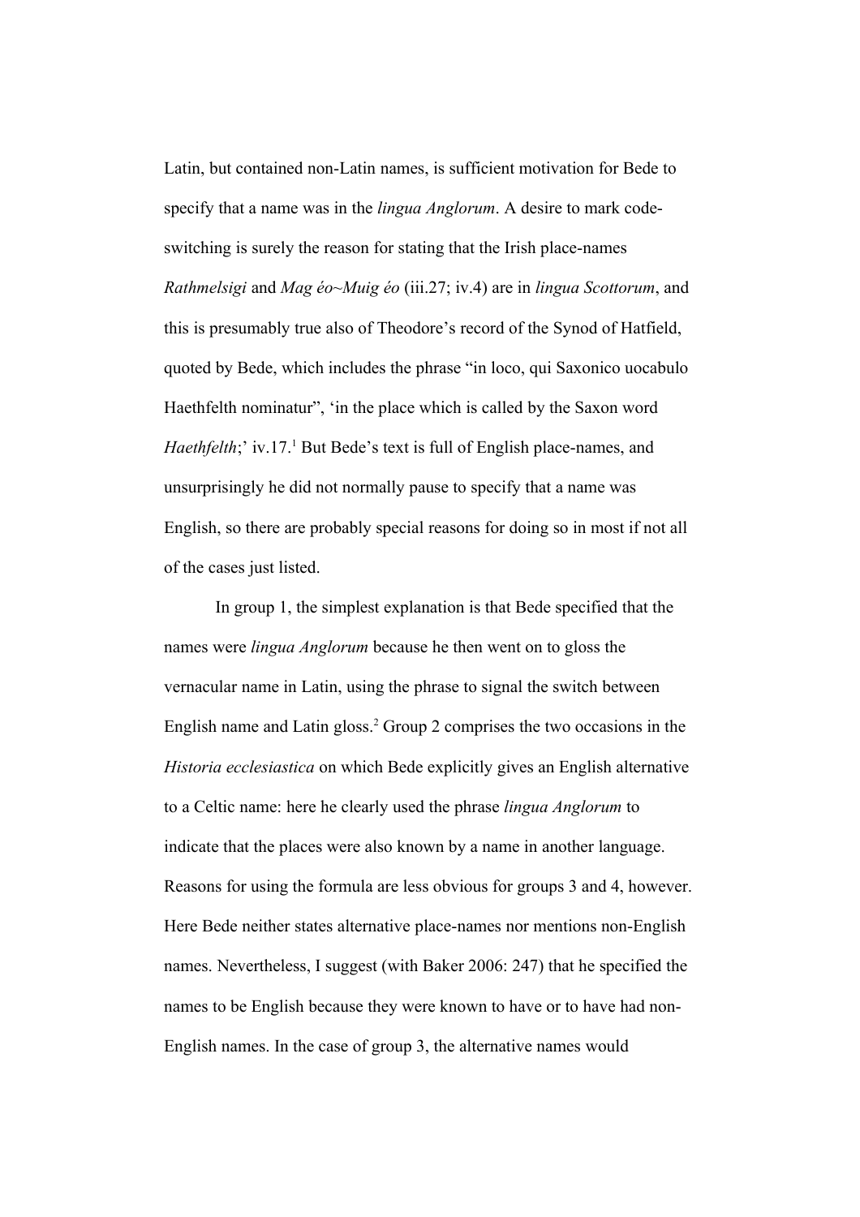Latin, but contained non-Latin names, is sufficient motivation for Bede to specify that a name was in the *lingua Anglorum*. A desire to mark code-switching is surely the reason for stating that the Irish place-names *Rathmelsigi* and *Mag éo~Muig éo* (iii.27; iv.4) are in *lingua Scottorum*, and this is presumably true also of Theodore's record of the Synod of Hatfield, quoted by Bede, which includes the phrase "in loco, qui Saxonico uocabulo Haethfelth nominatur", 'in the place which is called by the Saxon word *Haethfelth*;' iv.17.[1] But Bede's text is full of English place-names, and unsurprisingly he did not normally pause to specify that a name was English, so there are probably special reasons for doing so in most if not all of the cases just listed.

In group 1, the simplest explanation is that Bede specified that the names were *lingua Anglorum* because he then went on to gloss the vernacular name in Latin, using the phrase to signal the switch between English name and Latin gloss.[2] Group 2 comprises the two occasions in the *Historia ecclesiastica* on which Bede explicitly gives an English alternative to a Celtic name: here he clearly used the phrase *lingua Anglorum* to indicate that the places were also known by a name in another language. Reasons for using the formula are less obvious for groups 3 and 4, however. Here Bede neither states alternative place-names nor mentions non-English names. Nevertheless, I suggest (with Baker 2006: 247) that he specified the names to be English because they were known to have or to have had non-English names. In the case of group 3, the alternative names would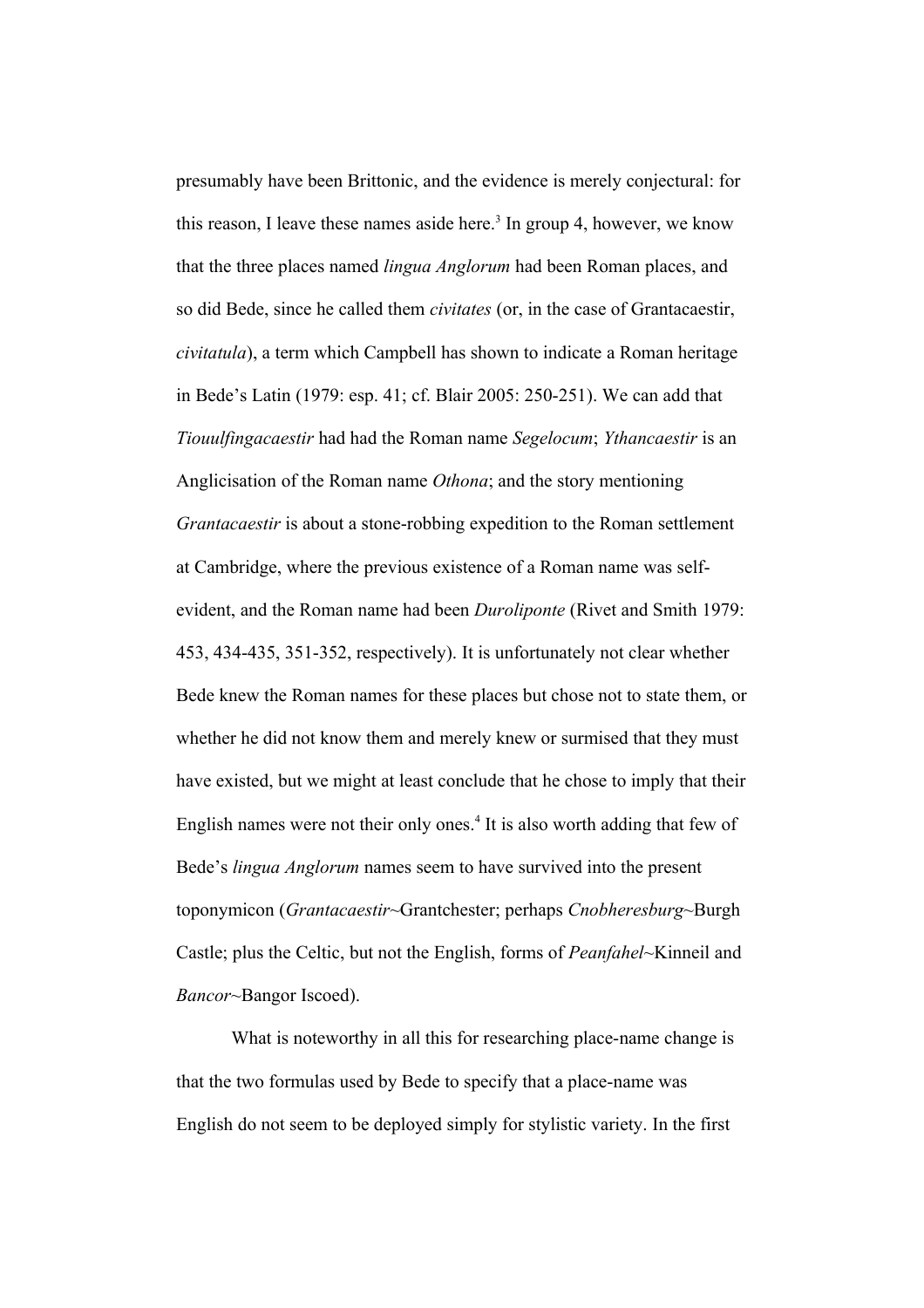presumably have been Brittonic, and the evidence is merely conjectural: for this reason, I leave these names aside here.[3] In group 4, however, we know that the three places named *lingua Anglorum* had been Roman places, and so did Bede, since he called them *civitates* (or, in the case of Grantacaestir, *civitatula*), a term which Campbell has shown to indicate a Roman heritage in Bede's Latin (1979: esp. 41; cf. Blair 2005: 250-251). We can add that *Tiouulfingacaestir* had had the Roman name *Segelocum*; *Ythancaestir* is an Anglicisation of the Roman name *Othona*; and the story mentioning *Grantacaestir* is about a stone-robbing expedition to the Roman settlement at Cambridge, where the previous existence of a Roman name was self-evident, and the Roman name had been *Duroliponte* (Rivet and Smith 1979: 453, 434-435, 351-352, respectively). It is unfortunately not clear whether Bede knew the Roman names for these places but chose not to state them, or whether he did not know them and merely knew or surmised that they must have existed, but we might at least conclude that he chose to imply that their English names were not their only ones.[4] It is also worth adding that few of Bede's *lingua Anglorum* names seem to have survived into the present toponymicon (*Grantacaestir*~Grantchester; perhaps *Cnobheresburg*~Burgh Castle; plus the Celtic, but not the English, forms of *Peanfahel*~Kinneil and *Bancor*~Bangor Iscoed).

What is noteworthy in all this for researching place-name change is that the two formulas used by Bede to specify that a place-name was English do not seem to be deployed simply for stylistic variety. In the first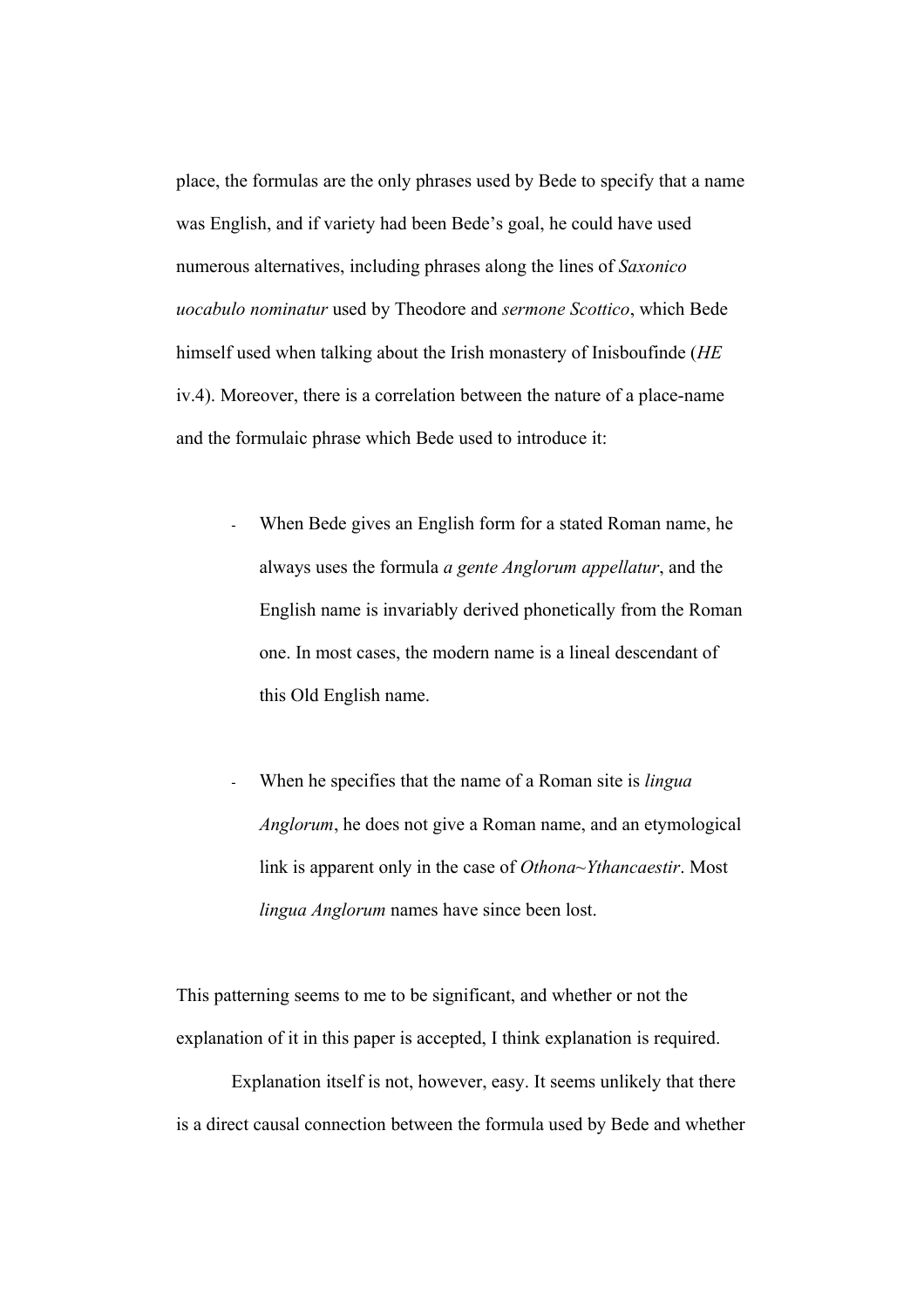place, the formulas are the only phrases used by Bede to specify that a name was English, and if variety had been Bede's goal, he could have used numerous alternatives, including phrases along the lines of *Saxonico uocabulo nominatur* used by Theodore and *sermone Scottico*, which Bede himself used when talking about the Irish monastery of Inisboufinde (*HE* iv.4). Moreover, there is a correlation between the nature of a place-name and the formulaic phrase which Bede used to introduce it:

- When Bede gives an English form for a stated Roman name, he always uses the formula *a gente Anglorum appellatur*, and the English name is invariably derived phonetically from the Roman one. In most cases, the modern name is a lineal descendant of this Old English name.

- When he specifies that the name of a Roman site is *lingua Anglorum*, he does not give a Roman name, and an etymological link is apparent only in the case of *Othona~Ythancaestir*. Most *lingua Anglorum* names have since been lost.

This patterning seems to me to be significant, and whether or not the explanation of it in this paper is accepted, I think explanation is required.

Explanation itself is not, however, easy. It seems unlikely that there is a direct causal connection between the formula used by Bede and whether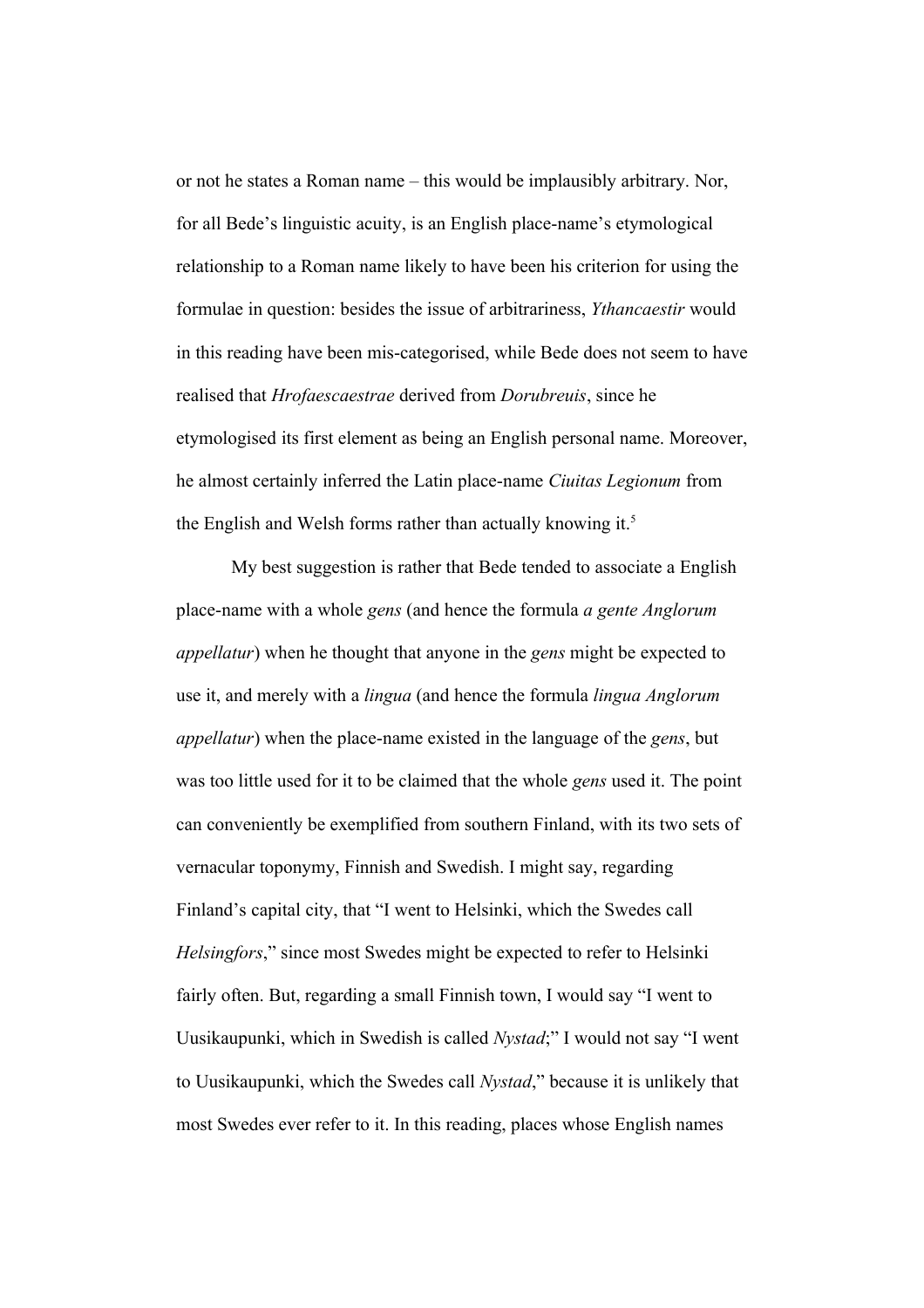or not he states a Roman name – this would be implausibly arbitrary. Nor, for all Bede's linguistic acuity, is an English place-name's etymological relationship to a Roman name likely to have been his criterion for using the formulae in question: besides the issue of arbitrariness, *Ythancaestir* would in this reading have been mis-categorised, while Bede does not seem to have realised that *Hrofaescaestrae* derived from *Dorubreuis*, since he etymologised its first element as being an English personal name. Moreover, he almost certainly inferred the Latin place-name *Ciuitas Legionum* from the English and Welsh forms rather than actually knowing it.[5]

My best suggestion is rather that Bede tended to associate a English place-name with a whole *gens* (and hence the formula *a gente Anglorum appellatur*) when he thought that anyone in the *gens* might be expected to use it, and merely with a *lingua* (and hence the formula *lingua Anglorum appellatur*) when the place-name existed in the language of the *gens*, but was too little used for it to be claimed that the whole *gens* used it. The point can conveniently be exemplified from southern Finland, with its two sets of vernacular toponymy, Finnish and Swedish. I might say, regarding Finland's capital city, that "I went to Helsinki, which the Swedes call *Helsingfors*," since most Swedes might be expected to refer to Helsinki fairly often. But, regarding a small Finnish town, I would say "I went to Uusikaupunki, which in Swedish is called *Nystad*;" I would not say "I went to Uusikaupunki, which the Swedes call *Nystad*," because it is unlikely that most Swedes ever refer to it. In this reading, places whose English names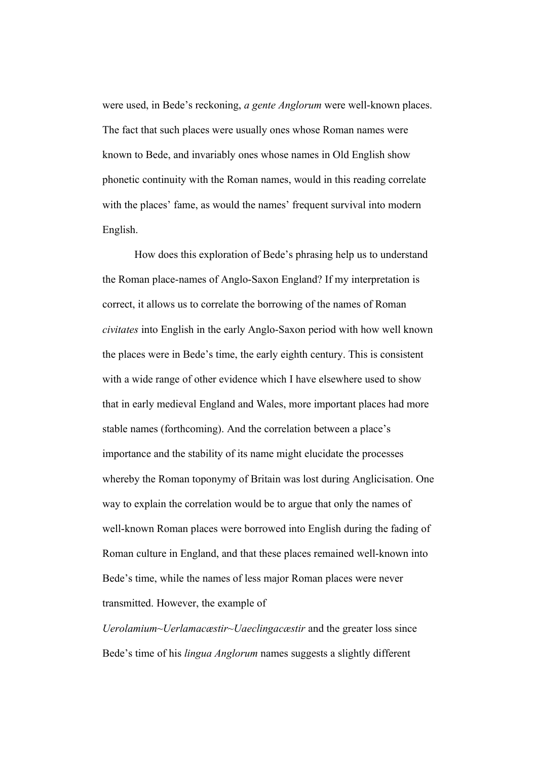were used, in Bede's reckoning, *a gente Anglorum* were well-known places. The fact that such places were usually ones whose Roman names were known to Bede, and invariably ones whose names in Old English show phonetic continuity with the Roman names, would in this reading correlate with the places' fame, as would the names' frequent survival into modern English.

How does this exploration of Bede's phrasing help us to understand the Roman place-names of Anglo-Saxon England? If my interpretation is correct, it allows us to correlate the borrowing of the names of Roman *civitates* into English in the early Anglo-Saxon period with how well known the places were in Bede's time, the early eighth century. This is consistent with a wide range of other evidence which I have elsewhere used to show that in early medieval England and Wales, more important places had more stable names (forthcoming). And the correlation between a place's importance and the stability of its name might elucidate the processes whereby the Roman toponymy of Britain was lost during Anglicisation. One way to explain the correlation would be to argue that only the names of well-known Roman places were borrowed into English during the fading of Roman culture in England, and that these places remained well-known into Bede's time, while the names of less major Roman places were never transmitted. However, the example of *Uerolamium~Uerlamacæstir~Uaeclingacæstir* and the greater loss since Bede's time of his *lingua Anglorum* names suggests a slightly different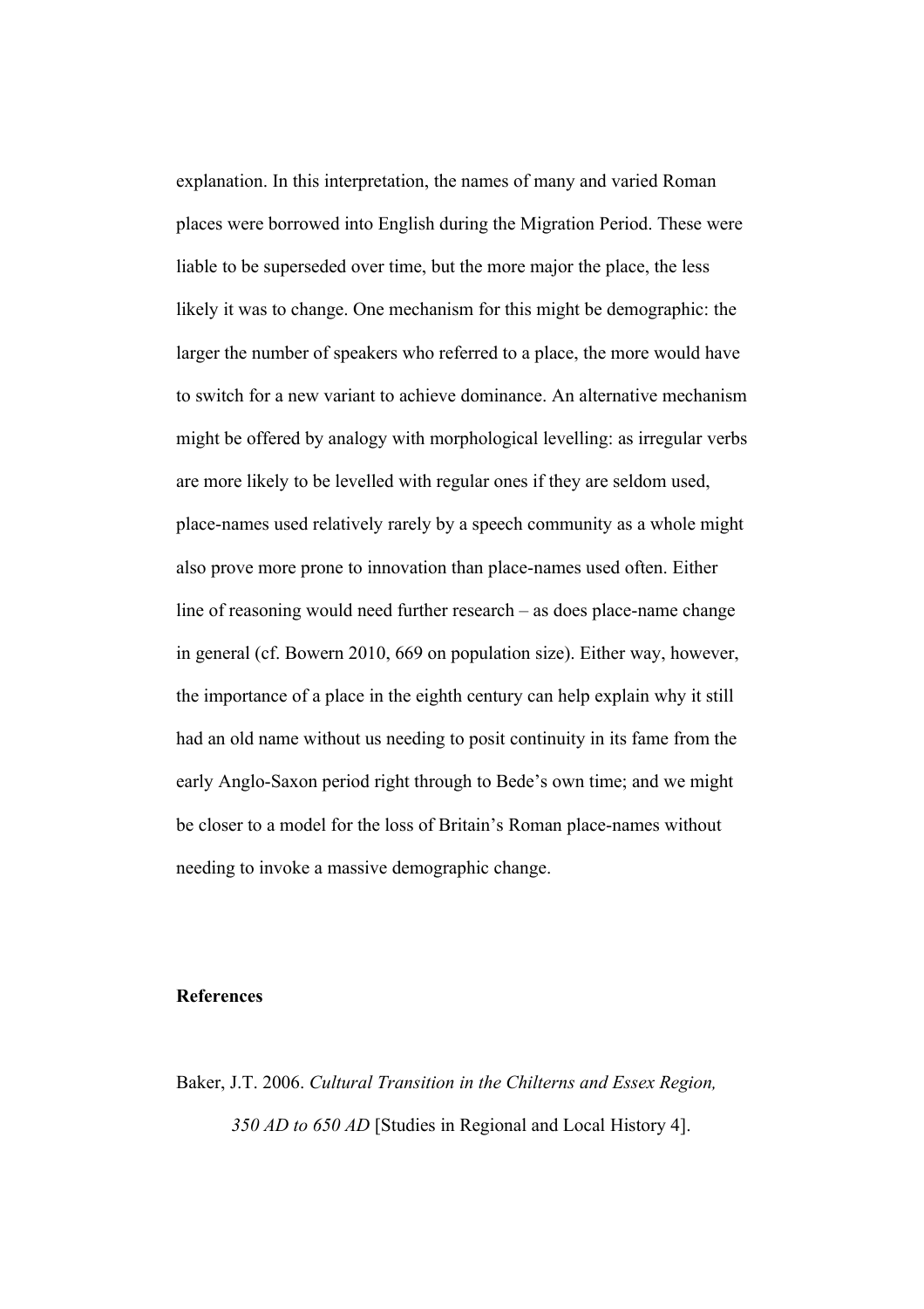explanation. In this interpretation, the names of many and varied Roman places were borrowed into English during the Migration Period. These were liable to be superseded over time, but the more major the place, the less likely it was to change. One mechanism for this might be demographic: the larger the number of speakers who referred to a place, the more would have to switch for a new variant to achieve dominance. An alternative mechanism might be offered by analogy with morphological levelling: as irregular verbs are more likely to be levelled with regular ones if they are seldom used, place-names used relatively rarely by a speech community as a whole might also prove more prone to innovation than place-names used often. Either line of reasoning would need further research – as does place-name change in general (cf. Bowern 2010, 669 on population size). Either way, however, the importance of a place in the eighth century can help explain why it still had an old name without us needing to posit continuity in its fame from the early Anglo-Saxon period right through to Bede's own time; and we might be closer to a model for the loss of Britain's Roman place-names without needing to invoke a massive demographic change.

## References

Baker, J.T. 2006. *Cultural Transition in the Chilterns and Essex Region, 350 AD to 650 AD* [Studies in Regional and Local History 4].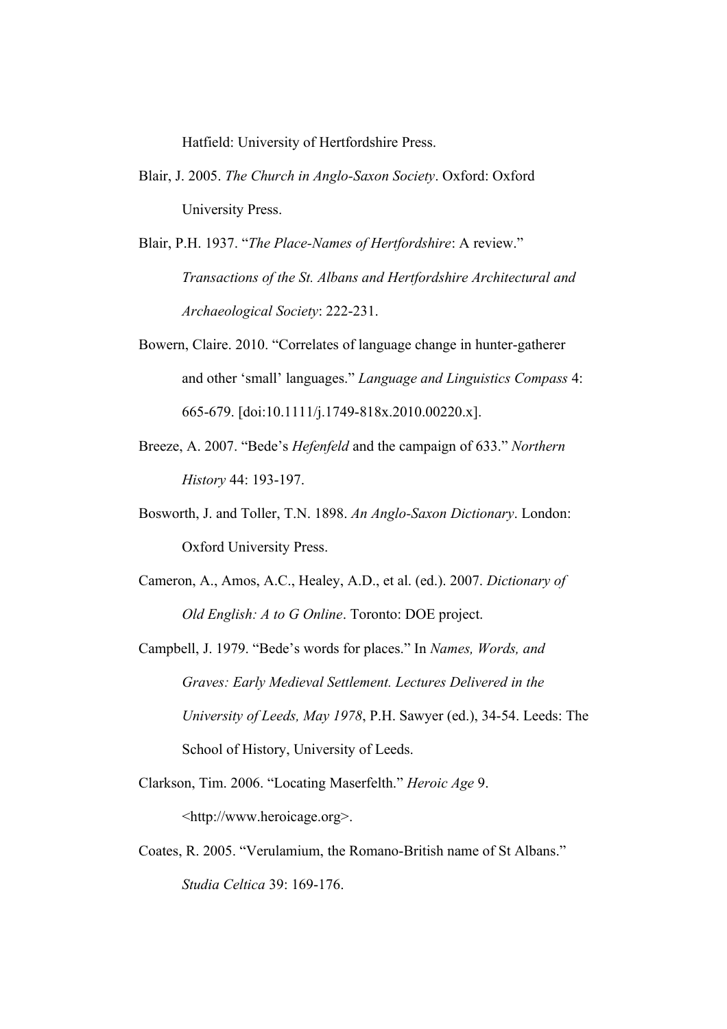Hatfield: University of Hertfordshire Press.

Blair, J. 2005. *The Church in Anglo-Saxon Society*. Oxford: Oxford University Press.

Blair, P.H. 1937. "*The Place-Names of Hertfordshire*: A review." *Transactions of the St. Albans and Hertfordshire Architectural and Archaeological Society*: 222-231.

Bowern, Claire. 2010. "Correlates of language change in hunter-gatherer and other 'small' languages." *Language and Linguistics Compass* 4: 665-679. [doi:10.1111/j.1749-818x.2010.00220.x].

Breeze, A. 2007. "Bede's *Hefenfeld* and the campaign of 633." *Northern History* 44: 193-197.

Bosworth, J. and Toller, T.N. 1898. *An Anglo-Saxon Dictionary*. London: Oxford University Press.

Cameron, A., Amos, A.C., Healey, A.D., et al. (ed.). 2007. *Dictionary of Old English: A to G Online*. Toronto: DOE project.

Campbell, J. 1979. "Bede's words for places." In *Names, Words, and Graves: Early Medieval Settlement. Lectures Delivered in the University of Leeds, May 1978*, P.H. Sawyer (ed.), 34-54. Leeds: The School of History, University of Leeds.

Clarkson, Tim. 2006. "Locating Maserfelth." *Heroic Age* 9. <http://www.heroicage.org>.

Coates, R. 2005. "Verulamium, the Romano-British name of St Albans." *Studia Celtica* 39: 169-176.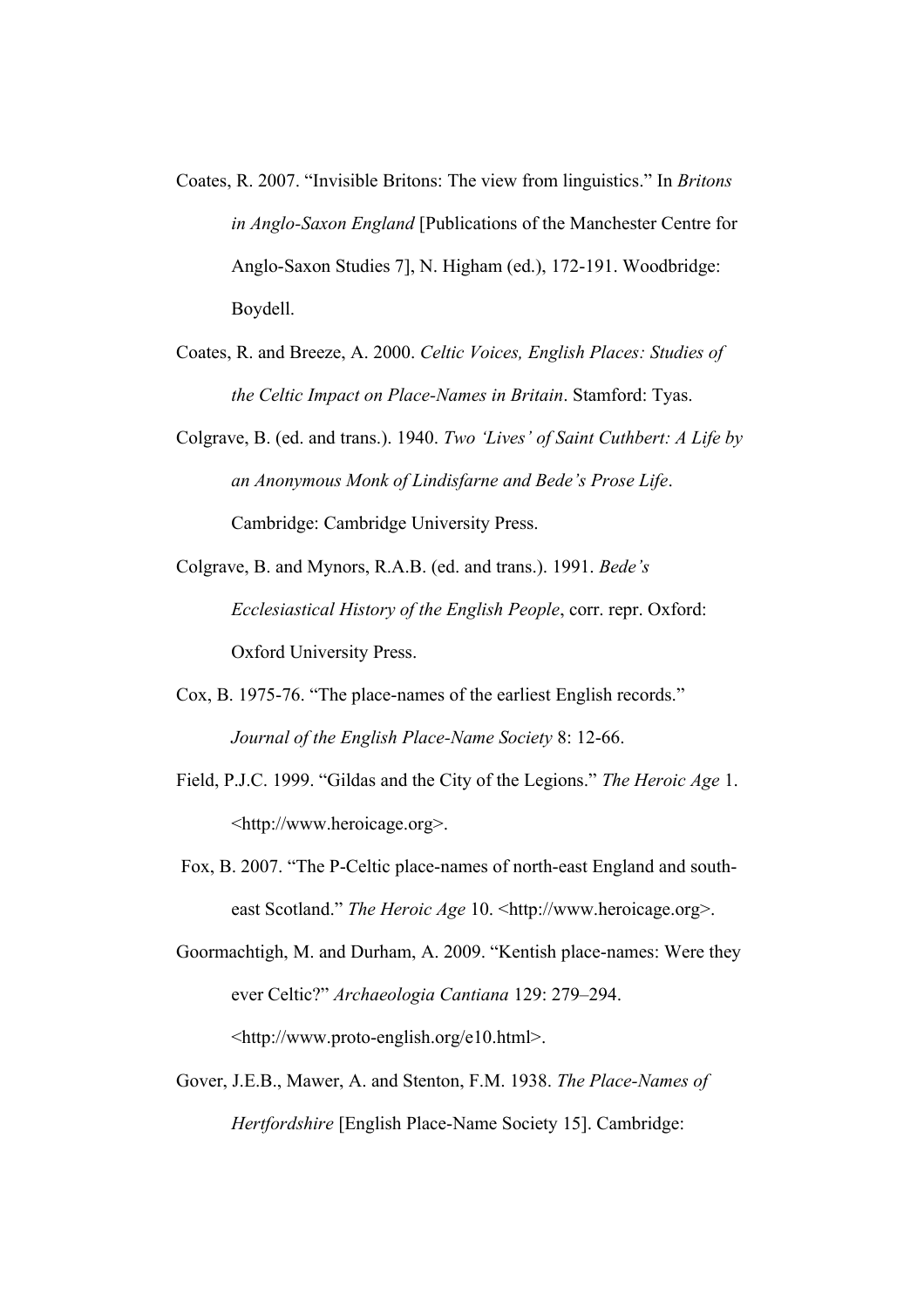Coates, R. 2007. “Invisible Britons: The view from linguistics.” In *Britons in Anglo-Saxon England* [Publications of the Manchester Centre for Anglo-Saxon Studies 7], N. Higham (ed.), 172-191. Woodbridge: Boydell.

Coates, R. and Breeze, A. 2000. *Celtic Voices, English Places: Studies of the Celtic Impact on Place-Names in Britain*. Stamford: Tyas.

Colgrave, B. (ed. and trans.). 1940. *Two ‘Lives’ of Saint Cuthbert: A Life by an Anonymous Monk of Lindisfarne and Bede’s Prose Life*. Cambridge: Cambridge University Press.

Colgrave, B. and Mynors, R.A.B. (ed. and trans.). 1991. *Bede’s Ecclesiastical History of the English People*, corr. repr. Oxford: Oxford University Press.

Cox, B. 1975-76. “The place-names of the earliest English records.” *Journal of the English Place-Name Society* 8: 12-66.

Field, P.J.C. 1999. “Gildas and the City of the Legions.” *The Heroic Age* 1. <http://www.heroicage.org>.

Fox, B. 2007. “The P-Celtic place-names of north-east England and south-east Scotland.” *The Heroic Age* 10. <http://www.heroicage.org>.

Goormachtigh, M. and Durham, A. 2009. “Kentish place-names: Were they ever Celtic?” *Archaeologia Cantiana* 129: 279–294. <http://www.proto-english.org/e10.html>.

Gover, J.E.B., Mawer, A. and Stenton, F.M. 1938. *The Place-Names of Hertfordshire* [English Place-Name Society 15]. Cambridge: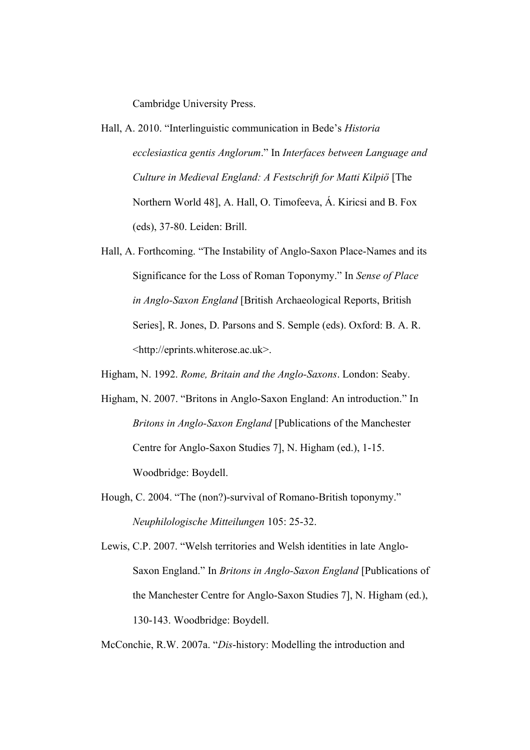Cambridge University Press.

Hall, A. 2010. “Interlinguistic communication in Bede’s *Historia ecclesiastica gentis Anglorum*.” In *Interfaces between Language and Culture in Medieval England: A Festschrift for Matti Kilpiö* [The Northern World 48], A. Hall, O. Timofeeva, Á. Kiricsi and B. Fox (eds), 37-80. Leiden: Brill.

Hall, A. Forthcoming. “The Instability of Anglo-Saxon Place-Names and its Significance for the Loss of Roman Toponymy.” In *Sense of Place in Anglo-Saxon England* [British Archaeological Reports, British Series], R. Jones, D. Parsons and S. Semple (eds). Oxford: B. A. R. <http://eprints.whiterose.ac.uk>.

Higham, N. 1992. *Rome, Britain and the Anglo-Saxons*. London: Seaby.

Higham, N. 2007. “Britons in Anglo-Saxon England: An introduction.” In *Britons in Anglo-Saxon England* [Publications of the Manchester Centre for Anglo-Saxon Studies 7], N. Higham (ed.), 1-15. Woodbridge: Boydell.

Hough, C. 2004. “The (non?)-survival of Romano-British toponymy.” *Neuphilologische Mitteilungen* 105: 25-32.

Lewis, C.P. 2007. “Welsh territories and Welsh identities in late Anglo-Saxon England.” In *Britons in Anglo-Saxon England* [Publications of the Manchester Centre for Anglo-Saxon Studies 7], N. Higham (ed.), 130-143. Woodbridge: Boydell.

McConchie, R.W. 2007a. “*Dis*-history: Modelling the introduction and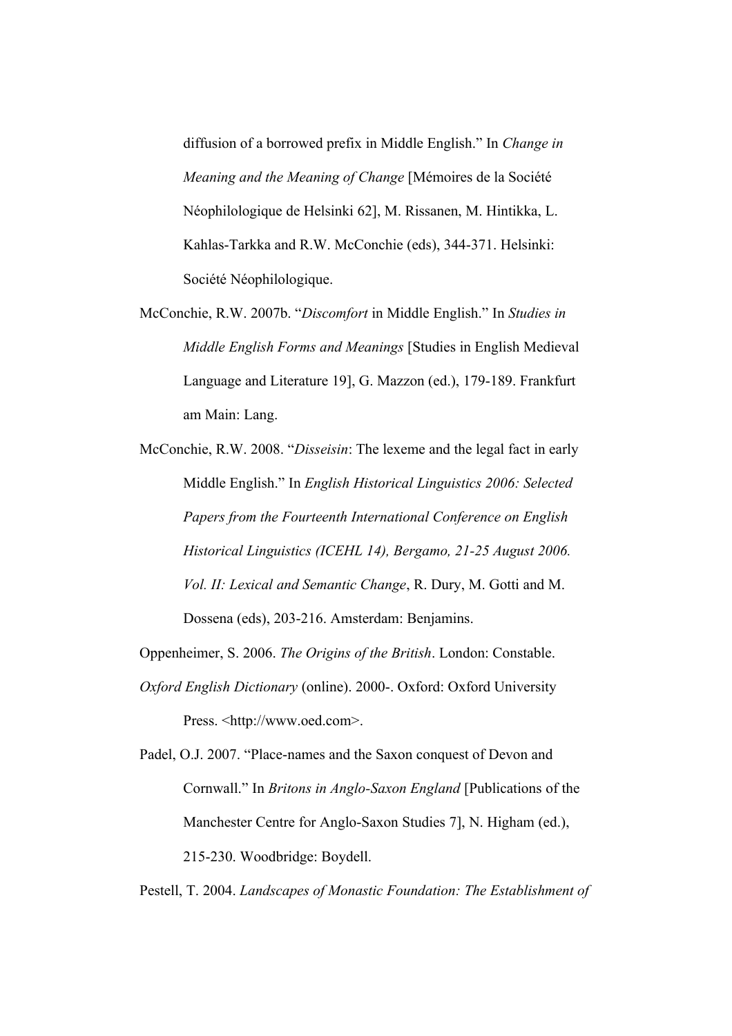diffusion of a borrowed prefix in Middle English." In *Change in Meaning and the Meaning of Change* [Mémoires de la Société Néophilologique de Helsinki 62], M. Rissanen, M. Hintikka, L. Kahlas-Tarkka and R.W. McConchie (eds), 344-371. Helsinki: Société Néophilologique.

McConchie, R.W. 2007b. "*Discomfort* in Middle English." In *Studies in Middle English Forms and Meanings* [Studies in English Medieval Language and Literature 19], G. Mazzon (ed.), 179-189. Frankfurt am Main: Lang.

McConchie, R.W. 2008. "*Disseisin*: The lexeme and the legal fact in early Middle English." In *English Historical Linguistics 2006: Selected Papers from the Fourteenth International Conference on English Historical Linguistics (ICEHL 14), Bergamo, 21-25 August 2006. Vol. II: Lexical and Semantic Change*, R. Dury, M. Gotti and M. Dossena (eds), 203-216. Amsterdam: Benjamins.

Oppenheimer, S. 2006. *The Origins of the British*. London: Constable.

*Oxford English Dictionary* (online). 2000-. Oxford: Oxford University Press. <http://www.oed.com>.

Padel, O.J. 2007. "Place-names and the Saxon conquest of Devon and Cornwall." In *Britons in Anglo-Saxon England* [Publications of the Manchester Centre for Anglo-Saxon Studies 7], N. Higham (ed.), 215-230. Woodbridge: Boydell.

Pestell, T. 2004. *Landscapes of Monastic Foundation: The Establishment of*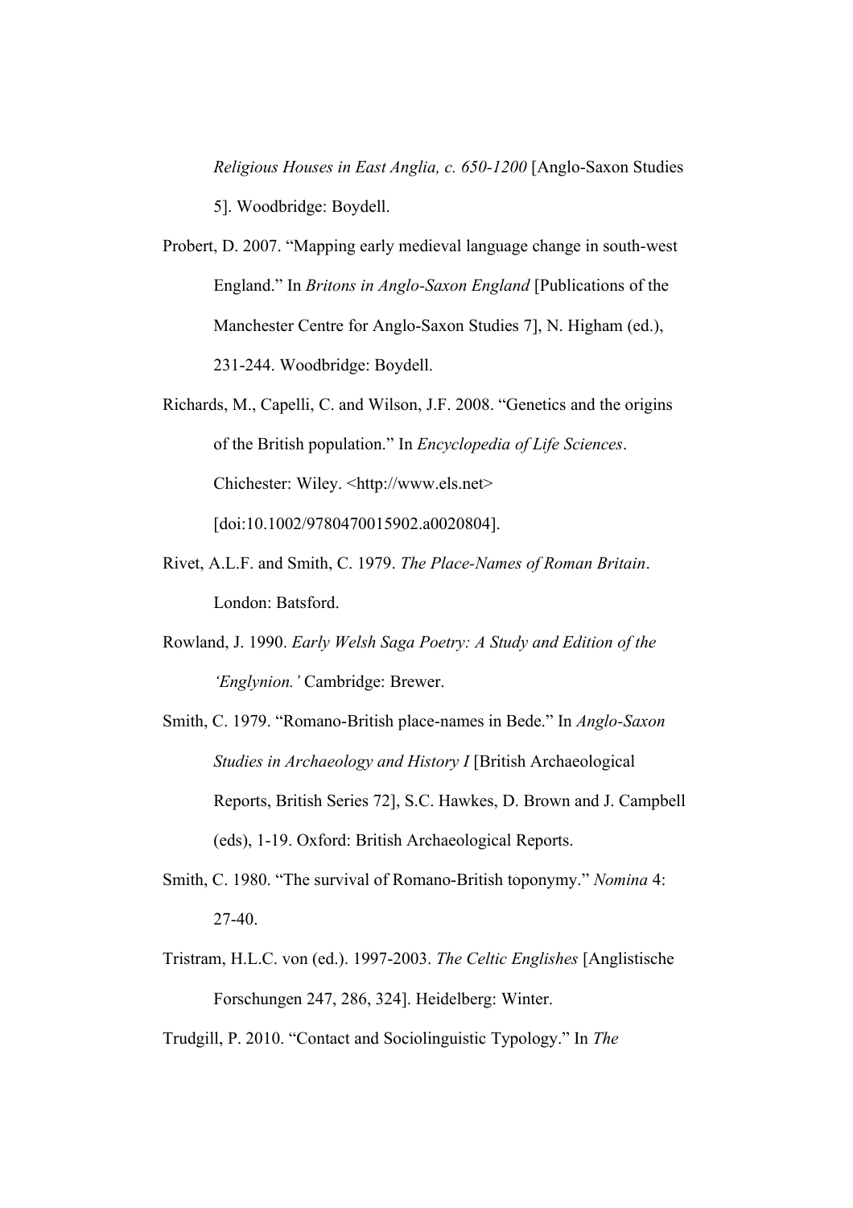*Religious Houses in East Anglia, c. 650-1200* [Anglo-Saxon Studies 5]. Woodbridge: Boydell.

Probert, D. 2007. "Mapping early medieval language change in south-west England." In *Britons in Anglo-Saxon England* [Publications of the Manchester Centre for Anglo-Saxon Studies 7], N. Higham (ed.), 231-244. Woodbridge: Boydell.

Richards, M., Capelli, C. and Wilson, J.F. 2008. "Genetics and the origins of the British population." In *Encyclopedia of Life Sciences*. Chichester: Wiley. <http://www.els.net> [doi:10.1002/9780470015902.a0020804].

Rivet, A.L.F. and Smith, C. 1979. *The Place-Names of Roman Britain*. London: Batsford.

Rowland, J. 1990. *Early Welsh Saga Poetry: A Study and Edition of the 'Englynion.'* Cambridge: Brewer.

Smith, C. 1979. "Romano-British place-names in Bede." In *Anglo-Saxon Studies in Archaeology and History I* [British Archaeological Reports, British Series 72], S.C. Hawkes, D. Brown and J. Campbell (eds), 1-19. Oxford: British Archaeological Reports.

Smith, C. 1980. "The survival of Romano-British toponymy." *Nomina* 4: 27-40.

Tristram, H.L.C. von (ed.). 1997-2003. *The Celtic Englishes* [Anglistische Forschungen 247, 286, 324]. Heidelberg: Winter.

Trudgill, P. 2010. "Contact and Sociolinguistic Typology." In *The*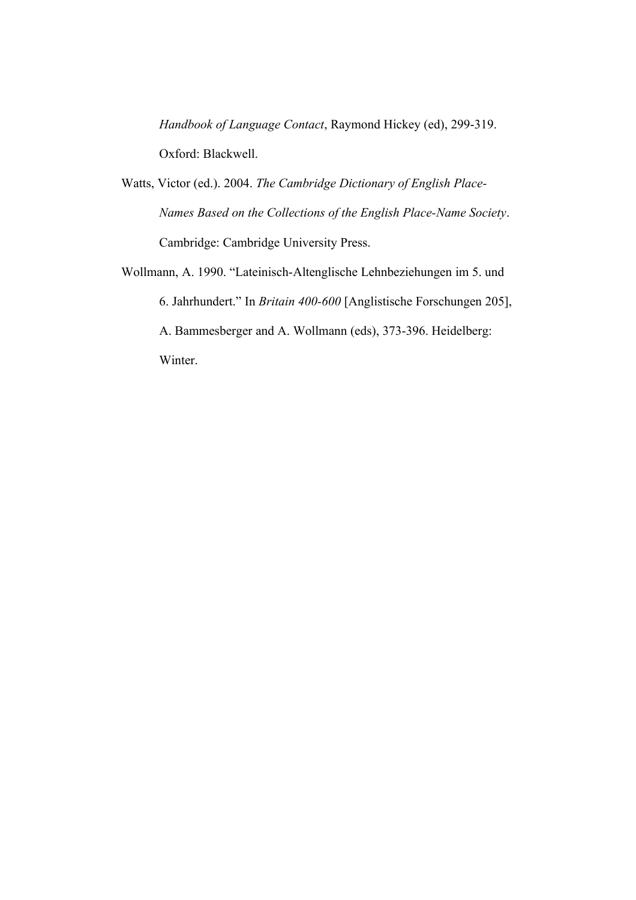*Handbook of Language Contact*, Raymond Hickey (ed), 299-319. Oxford: Blackwell.

Watts, Victor (ed.). 2004. *The Cambridge Dictionary of English Place-Names Based on the Collections of the English Place-Name Society*. Cambridge: Cambridge University Press.

Wollmann, A. 1990. "Lateinisch-Altenglische Lehnbeziehungen im 5. und 6. Jahrhundert." In *Britain 400-600* [Anglistische Forschungen 205], A. Bammesberger and A. Wollmann (eds), 373-396. Heidelberg: Winter.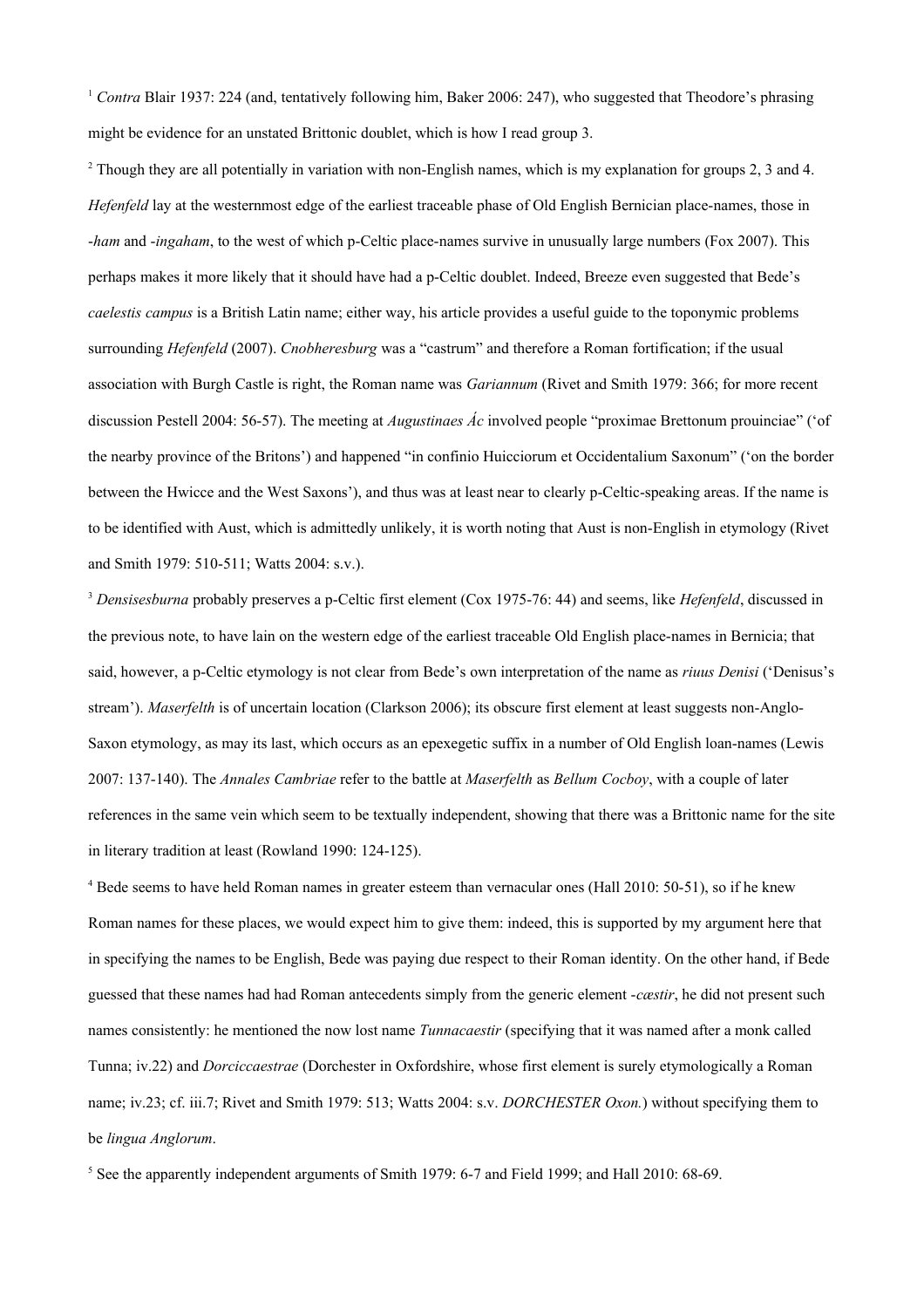[1] *Contra* Blair 1937: 224 (and, tentatively following him, Baker 2006: 247), who suggested that Theodore's phrasing might be evidence for an unstated Brittonic doublet, which is how I read group 3.

[2] Though they are all potentially in variation with non-English names, which is my explanation for groups 2, 3 and 4. *Hefenfeld* lay at the westernmost edge of the earliest traceable phase of Old English Bernician place-names, those in -*ham* and -*ingaham*, to the west of which p-Celtic place-names survive in unusually large numbers (Fox 2007). This perhaps makes it more likely that it should have had a p-Celtic doublet. Indeed, Breeze even suggested that Bede's *caelestis campus* is a British Latin name; either way, his article provides a useful guide to the toponymic problems surrounding *Hefenfeld* (2007). *Cnobheresburg* was a "castrum" and therefore a Roman fortification; if the usual association with Burgh Castle is right, the Roman name was *Gariannum* (Rivet and Smith 1979: 366; for more recent discussion Pestell 2004: 56-57). The meeting at *Augustinaes Ác* involved people "proximae Brettonum prouinciae" ('of the nearby province of the Britons') and happened "in confinio Huicciorum et Occidentalium Saxonum" ('on the border between the Hwicce and the West Saxons'), and thus was at least near to clearly p-Celtic-speaking areas. If the name is to be identified with Aust, which is admittedly unlikely, it is worth noting that Aust is non-English in etymology (Rivet and Smith 1979: 510-511; Watts 2004: s.v.).

[3] *Densisesburna* probably preserves a p-Celtic first element (Cox 1975-76: 44) and seems, like *Hefenfeld*, discussed in the previous note, to have lain on the western edge of the earliest traceable Old English place-names in Bernicia; that said, however, a p-Celtic etymology is not clear from Bede's own interpretation of the name as *riuus Denisi* ('Denisus's stream'). *Maserfelth* is of uncertain location (Clarkson 2006); its obscure first element at least suggests non-Anglo-Saxon etymology, as may its last, which occurs as an epexegetic suffix in a number of Old English loan-names (Lewis 2007: 137-140). The *Annales Cambriae* refer to the battle at *Maserfelth* as *Bellum Cocboy*, with a couple of later references in the same vein which seem to be textually independent, showing that there was a Brittonic name for the site in literary tradition at least (Rowland 1990: 124-125).

[4] Bede seems to have held Roman names in greater esteem than vernacular ones (Hall 2010: 50-51), so if he knew Roman names for these places, we would expect him to give them: indeed, this is supported by my argument here that in specifying the names to be English, Bede was paying due respect to their Roman identity. On the other hand, if Bede guessed that these names had had Roman antecedents simply from the generic element -*cæstir*, he did not present such names consistently: he mentioned the now lost name *Tunnacaestir* (specifying that it was named after a monk called Tunna; iv.22) and *Dorciccaestrae* (Dorchester in Oxfordshire, whose first element is surely etymologically a Roman name; iv.23; cf. iii.7; Rivet and Smith 1979: 513; Watts 2004: s.v. *DORCHESTER Oxon.*) without specifying them to be *lingua Anglorum*.

[5] See the apparently independent arguments of Smith 1979: 6-7 and Field 1999; and Hall 2010: 68-69.